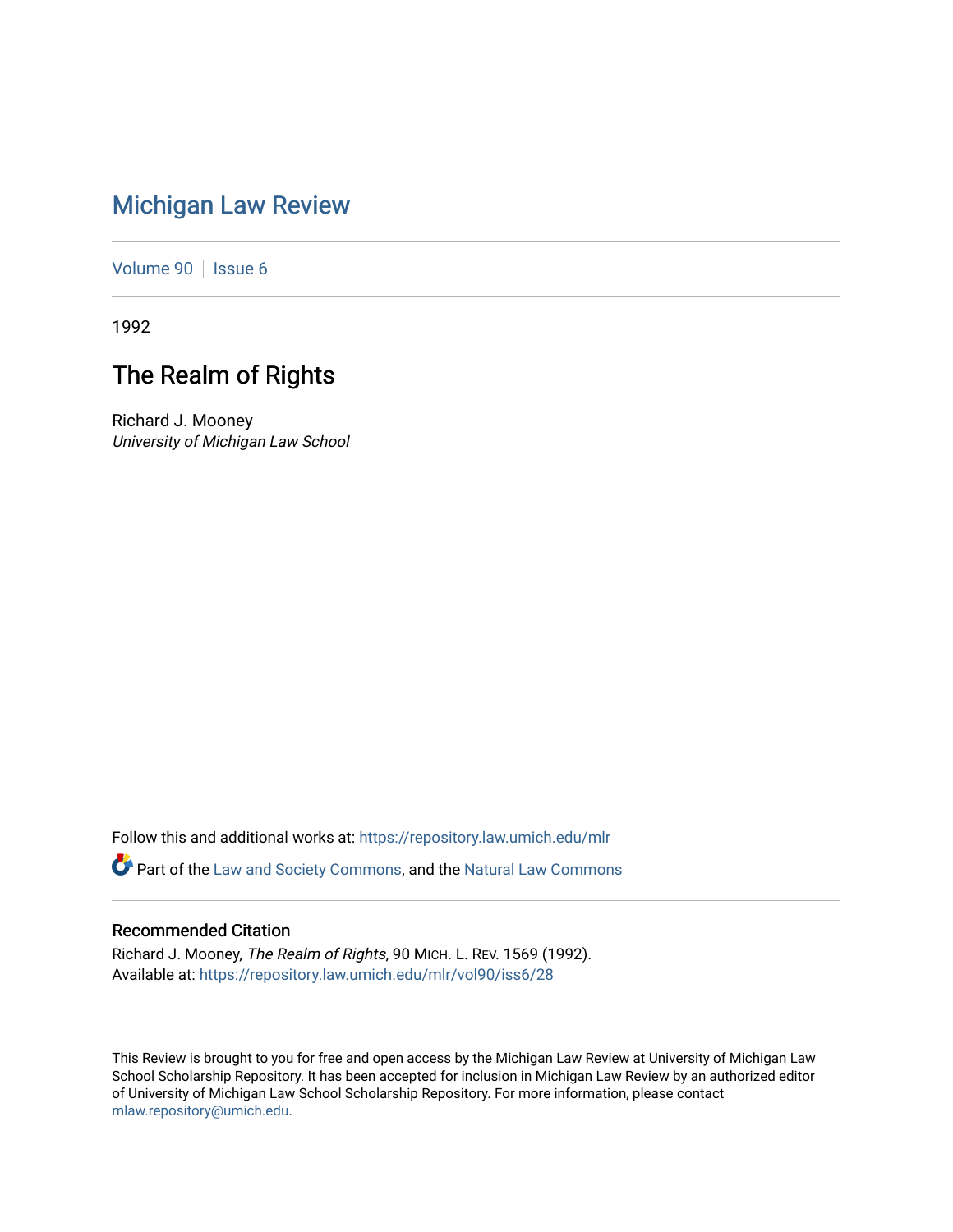# Michigan Law Review

Volume 90 | Issue 6

1992

## The Realm of Rights

Richard J. Mooney
*University of Michigan Law School*

Follow this and additional works at: https://repository.law.umich.edu/mlr

Part of the Law and Society Commons, and the Natural Law Commons

### Recommended Citation

Richard J. Mooney, *The Realm of Rights*, 90 MICH. L. REV. 1569 (1992).
Available at: https://repository.law.umich.edu/mlr/vol90/iss6/28

This Review is brought to you for free and open access by the Michigan Law Review at University of Michigan Law School Scholarship Repository. It has been accepted for inclusion in Michigan Law Review by an authorized editor of University of Michigan Law School Scholarship Repository. For more information, please contact mlaw.repository@umich.edu.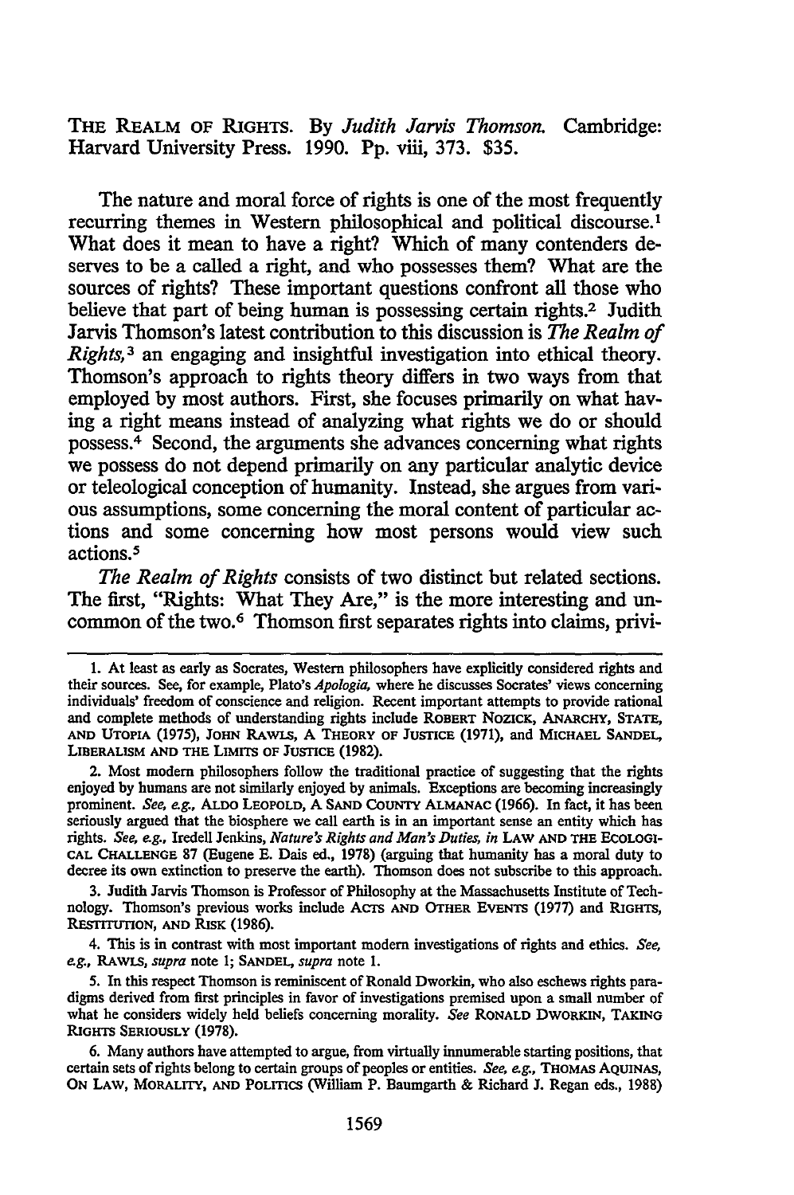THE REALM OF RIGHTS. By *Judith Jarvis Thomson*. Cambridge: Harvard University Press. 1990. Pp. viii, 373. $35.

The nature and moral force of rights is one of the most frequently recurring themes in Western philosophical and political discourse.[1] What does it mean to have a right? Which of many contenders deserves to be a called a right, and who possesses them? What are the sources of rights? These important questions confront all those who believe that part of being human is possessing certain rights.[2] Judith Jarvis Thomson's latest contribution to this discussion is *The Realm of Rights*,[3] an engaging and insightful investigation into ethical theory. Thomson's approach to rights theory differs in two ways from that employed by most authors. First, she focuses primarily on what having a right means instead of analyzing what rights we do or should possess.[4] Second, the arguments she advances concerning what rights we possess do not depend primarily on any particular analytic device or teleological conception of humanity. Instead, she argues from various assumptions, some concerning the moral content of particular actions and some concerning how most persons would view such actions.[5]

*The Realm of Rights* consists of two distinct but related sections. The first, "Rights: What They Are," is the more interesting and uncommon of the two.[6] Thomson first separates rights into claims, privi-

---

1. At least as early as Socrates, Western philosophers have explicitly considered rights and their sources. See, for example, Plato's *Apologia*, where he discusses Socrates' views concerning individuals' freedom of conscience and religion. Recent important attempts to provide rational and complete methods of understanding rights include ROBERT NOZICK, ANARCHY, STATE, AND UTOPIA (1975), JOHN RAWLS, A THEORY OF JUSTICE (1971), and MICHAEL SANDEL, LIBERALISM AND THE LIMITS OF JUSTICE (1982).

2. Most modern philosophers follow the traditional practice of suggesting that the rights enjoyed by humans are not similarly enjoyed by animals. Exceptions are becoming increasingly prominent. *See, e.g.*, ALDO LEOPOLD, A SAND COUNTY ALMANAC (1966). In fact, it has been seriously argued that the biosphere we call earth is in an important sense an entity which has rights. *See, e.g.*, Iredell Jenkins, *Nature's Rights and Man's Duties*, *in* LAW AND THE ECOLOGICAL CHALLENGE 87 (Eugene E. Dais ed., 1978) (arguing that humanity has a moral duty to decree its own extinction to preserve the earth). Thomson does not subscribe to this approach.

3. Judith Jarvis Thomson is Professor of Philosophy at the Massachusetts Institute of Technology. Thomson's previous works include ACTS AND OTHER EVENTS (1977) and RIGHTS, RESTITUTION, AND RISK (1986).

4. This is in contrast with most important modern investigations of rights and ethics. *See, e.g.*, RAWLS, *supra* note 1; SANDEL, *supra* note 1.

5. In this respect Thomson is reminiscent of Ronald Dworkin, who also eschews rights paradigms derived from first principles in favor of investigations premised upon a small number of what he considers widely held beliefs concerning morality. *See* RONALD DWORKIN, TAKING RIGHTS SERIOUSLY (1978).

6. Many authors have attempted to argue, from virtually innumerable starting positions, that certain sets of rights belong to certain groups of peoples or entities. *See, e.g.*, THOMAS AQUINAS, ON LAW, MORALITY, AND POLITICS (William P. Baumgarth & Richard J. Regan eds., 1988)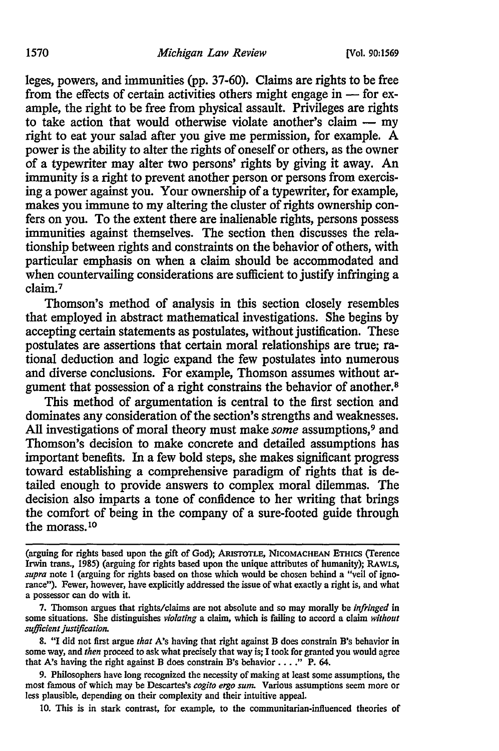leges, powers, and immunities (pp. 37-60). Claims are rights to be free from the effects of certain activities others might engage in — for example, the right to be free from physical assault. Privileges are rights to take action that would otherwise violate another's claim — my right to eat your salad after you give me permission, for example. A power is the ability to alter the rights of oneself or others, as the owner of a typewriter may alter two persons' rights by giving it away. An immunity is a right to prevent another person or persons from exercising a power against you. Your ownership of a typewriter, for example, makes you immune to my altering the cluster of rights ownership confers on you. To the extent there are inalienable rights, persons possess immunities against themselves. The section then discusses the relationship between rights and constraints on the behavior of others, with particular emphasis on when a claim should be accommodated and when countervailing considerations are sufficient to justify infringing a claim.[7]

Thomson's method of analysis in this section closely resembles that employed in abstract mathematical investigations. She begins by accepting certain statements as postulates, without justification. These postulates are assertions that certain moral relationships are true; rational deduction and logic expand the few postulates into numerous and diverse conclusions. For example, Thomson assumes without argument that possession of a right constrains the behavior of another.[8]

This method of argumentation is central to the first section and dominates any consideration of the section's strengths and weaknesses. All investigations of moral theory must make *some* assumptions,[9] and Thomson's decision to make concrete and detailed assumptions has important benefits. In a few bold steps, she makes significant progress toward establishing a comprehensive paradigm of rights that is detailed enough to provide answers to complex moral dilemmas. The decision also imparts a tone of confidence to her writing that brings the comfort of being in the company of a sure-footed guide through the morass.[10]

---

(arguing for rights based upon the gift of God); ARISTOTLE, NICOMACHEAN ETHICS (Terence Irwin trans., 1985) (arguing for rights based upon the unique attributes of humanity); RAWLS, *supra* note 1 (arguing for rights based on those which would be chosen behind a "veil of ignorance"). Fewer, however, have explicitly addressed the issue of what exactly a right is, and what a possessor can do with it.

7. Thomson argues that rights/claims are not absolute and so may morally be *infringed* in some situations. She distinguishes *violating* a claim, which is failing to accord a claim *without sufficient justification.*

8. "I did not first argue *that* A's having that right against B does constrain B's behavior in some way, and *then* proceed to ask what precisely that way is; I took for granted you would agree that A's having the right against B does constrain B's behavior . . . ." P. 64.

9. Philosophers have long recognized the necessity of making at least some assumptions, the most famous of which may be Descartes's *cogito ergo sum.* Various assumptions seem more or less plausible, depending on their complexity and their intuitive appeal.

10. This is in stark contrast, for example, to the communitarian-influenced theories of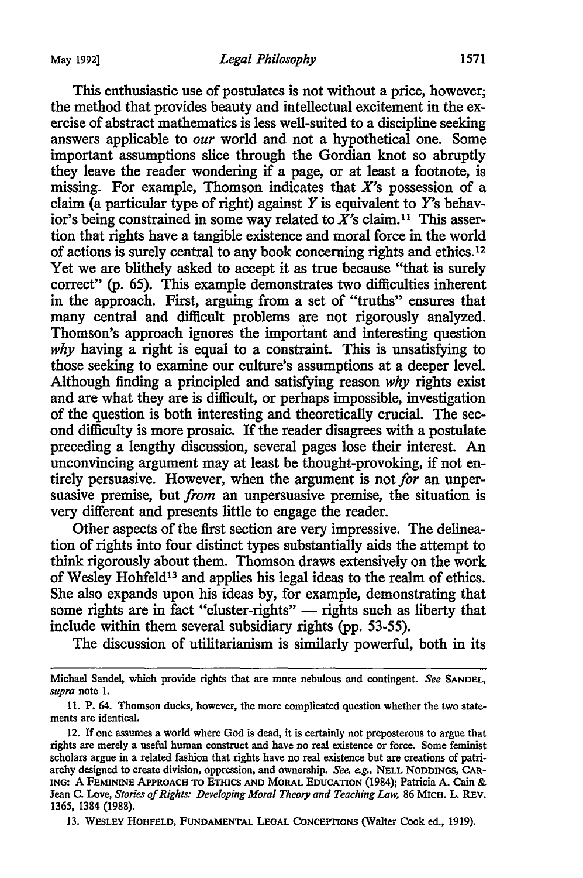This enthusiastic use of postulates is not without a price, however; the method that provides beauty and intellectual excitement in the exercise of abstract mathematics is less well-suited to a discipline seeking answers applicable to *our* world and not a hypothetical one. Some important assumptions slice through the Gordian knot so abruptly they leave the reader wondering if a page, or at least a footnote, is missing. For example, Thomson indicates that *X*'s possession of a claim (a particular type of right) against *Y* is equivalent to *Y*'s behavior's being constrained in some way related to *X*'s claim.[11] This assertion that rights have a tangible existence and moral force in the world of actions is surely central to any book concerning rights and ethics.[12] Yet we are blithely asked to accept it as true because "that is surely correct" (p. 65). This example demonstrates two difficulties inherent in the approach. First, arguing from a set of "truths" ensures that many central and difficult problems are not rigorously analyzed. Thomson's approach ignores the important and interesting question *why* having a right is equal to a constraint. This is unsatisfying to those seeking to examine our culture's assumptions at a deeper level. Although finding a principled and satisfying reason *why* rights exist and are what they are is difficult, or perhaps impossible, investigation of the question is both interesting and theoretically crucial. The second difficulty is more prosaic. If the reader disagrees with a postulate preceding a lengthy discussion, several pages lose their interest. An unconvincing argument may at least be thought-provoking, if not entirely persuasive. However, when the argument is not *for* an unpersuasive premise, but *from* an unpersuasive premise, the situation is very different and presents little to engage the reader.

Other aspects of the first section are very impressive. The delineation of rights into four distinct types substantially aids the attempt to think rigorously about them. Thomson draws extensively on the work of Wesley Hohfeld[13] and applies his legal ideas to the realm of ethics. She also expands upon his ideas by, for example, demonstrating that some rights are in fact "cluster-rights" — rights such as liberty that include within them several subsidiary rights (pp. 53-55).

The discussion of utilitarianism is similarly powerful, both in its

---

Michael Sandel, which provide rights that are more nebulous and contingent. *See* SANDEL, *supra* note 1.

11. P. 64. Thomson ducks, however, the more complicated question whether the two statements are identical.

12. If one assumes a world where God is dead, it is certainly not preposterous to argue that rights are merely a useful human construct and have no real existence or force. Some feminist scholars argue in a related fashion that rights have no real existence but are creations of patriarchy designed to create division, oppression, and ownership. *See, e.g.*, NELL NODDINGS, CARING: A FEMININE APPROACH TO ETHICS AND MORAL EDUCATION (1984); Patricia A. Cain & Jean C. Love, *Stories of Rights: Developing Moral Theory and Teaching Law*, 86 MICH. L. REV. 1365, 1384 (1988).

13. WESLEY HOHFELD, FUNDAMENTAL LEGAL CONCEPTIONS (Walter Cook ed., 1919).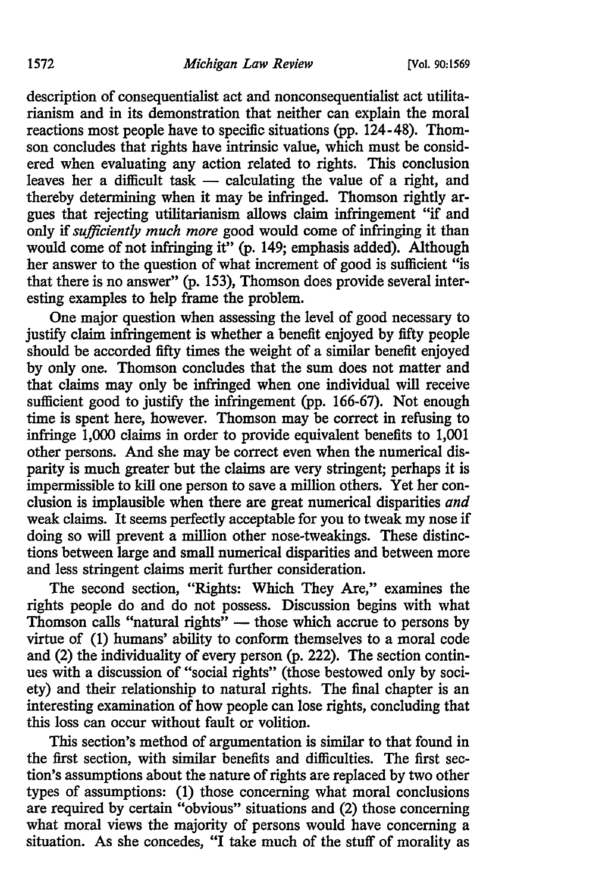description of consequentialist act and nonconsequentialist act utilitarianism and in its demonstration that neither can explain the moral reactions most people have to specific situations (pp. 124-48). Thomson concludes that rights have intrinsic value, which must be considered when evaluating any action related to rights. This conclusion leaves her a difficult task — calculating the value of a right, and thereby determining when it may be infringed. Thomson rightly argues that rejecting utilitarianism allows claim infringement "if and only if *sufficiently much more* good would come of infringing it than would come of not infringing it" (p. 149; emphasis added). Although her answer to the question of what increment of good is sufficient "is that there is no answer" (p. 153), Thomson does provide several interesting examples to help frame the problem.

One major question when assessing the level of good necessary to justify claim infringement is whether a benefit enjoyed by fifty people should be accorded fifty times the weight of a similar benefit enjoyed by only one. Thomson concludes that the sum does not matter and that claims may only be infringed when one individual will receive sufficient good to justify the infringement (pp. 166-67). Not enough time is spent here, however. Thomson may be correct in refusing to infringe 1,000 claims in order to provide equivalent benefits to 1,001 other persons. And she may be correct even when the numerical disparity is much greater but the claims are very stringent; perhaps it is impermissible to kill one person to save a million others. Yet her conclusion is implausible when there are great numerical disparities *and* weak claims. It seems perfectly acceptable for you to tweak my nose if doing so will prevent a million other nose-tweakings. These distinctions between large and small numerical disparities and between more and less stringent claims merit further consideration.

The second section, "Rights: Which They Are," examines the rights people do and do not possess. Discussion begins with what Thomson calls "natural rights" — those which accrue to persons by virtue of (1) humans' ability to conform themselves to a moral code and (2) the individuality of every person (p. 222). The section continues with a discussion of "social rights" (those bestowed only by society) and their relationship to natural rights. The final chapter is an interesting examination of how people can lose rights, concluding that this loss can occur without fault or volition.

This section's method of argumentation is similar to that found in the first section, with similar benefits and difficulties. The first section's assumptions about the nature of rights are replaced by two other types of assumptions: (1) those concerning what moral conclusions are required by certain "obvious" situations and (2) those concerning what moral views the majority of persons would have concerning a situation. As she concedes, "I take much of the stuff of morality as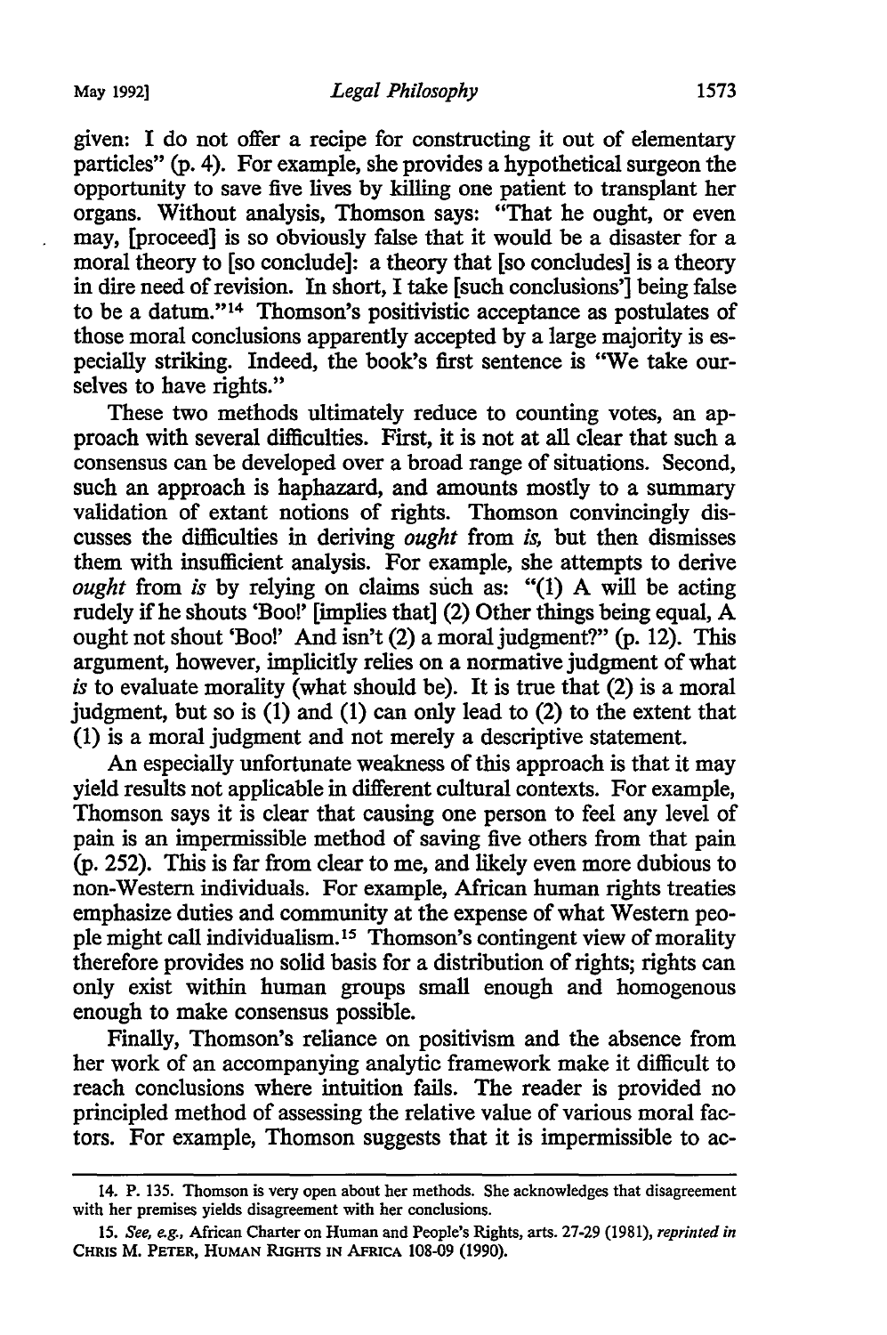given: I do not offer a recipe for constructing it out of elementary particles" (p. 4). For example, she provides a hypothetical surgeon the opportunity to save five lives by killing one patient to transplant her organs. Without analysis, Thomson says: "That he ought, or even may, [proceed] is so obviously false that it would be a disaster for a moral theory to [so conclude]: a theory that [so concludes] is a theory in dire need of revision. In short, I take [such conclusions'] being false to be a datum."[14] Thomson's positivistic acceptance as postulates of those moral conclusions apparently accepted by a large majority is especially striking. Indeed, the book's first sentence is "We take ourselves to have rights."

These two methods ultimately reduce to counting votes, an approach with several difficulties. First, it is not at all clear that such a consensus can be developed over a broad range of situations. Second, such an approach is haphazard, and amounts mostly to a summary validation of extant notions of rights. Thomson convincingly discusses the difficulties in deriving *ought* from *is,* but then dismisses them with insufficient analysis. For example, she attempts to derive *ought* from *is* by relying on claims such as: "(1) A will be acting rudely if he shouts 'Boo!' [implies that] (2) Other things being equal, A ought not shout 'Boo!' And isn't (2) a moral judgment?" (p. 12). This argument, however, implicitly relies on a normative judgment of what *is* to evaluate morality (what should be). It is true that (2) is a moral judgment, but so is (1) and (1) can only lead to (2) to the extent that (1) is a moral judgment and not merely a descriptive statement.

An especially unfortunate weakness of this approach is that it may yield results not applicable in different cultural contexts. For example, Thomson says it is clear that causing one person to feel any level of pain is an impermissible method of saving five others from that pain (p. 252). This is far from clear to me, and likely even more dubious to non-Western individuals. For example, African human rights treaties emphasize duties and community at the expense of what Western people might call individualism.[15] Thomson's contingent view of morality therefore provides no solid basis for a distribution of rights; rights can only exist within human groups small enough and homogenous enough to make consensus possible.

Finally, Thomson's reliance on positivism and the absence from her work of an accompanying analytic framework make it difficult to reach conclusions where intuition fails. The reader is provided no principled method of assessing the relative value of various moral factors. For example, Thomson suggests that it is impermissible to ac-

---

14. P. 135. Thomson is very open about her methods. She acknowledges that disagreement with her premises yields disagreement with her conclusions.

15. *See, e.g.,* African Charter on Human and People's Rights, arts. 27-29 (1981), *reprinted in* CHRIS M. PETER, HUMAN RIGHTS IN AFRICA 108-09 (1990).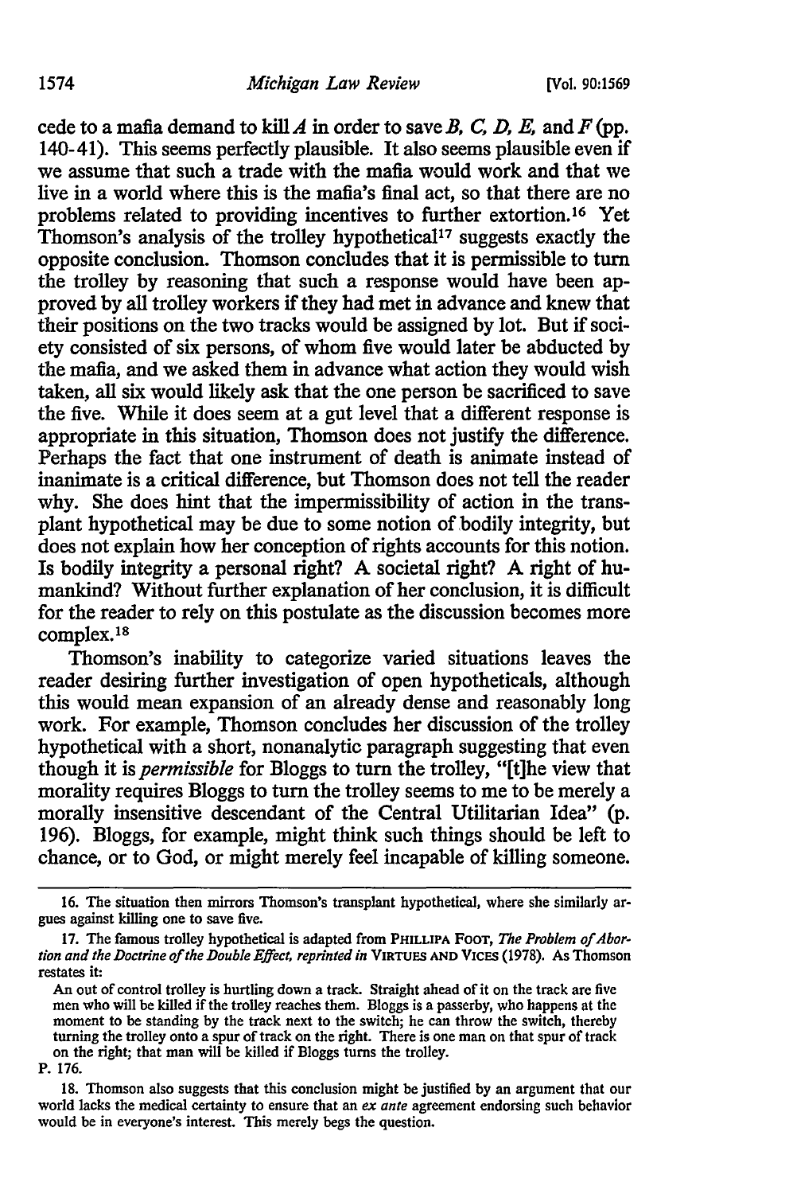cede to a mafia demand to kill *A* in order to save *B, C, D, E,* and *F* (pp. 140-41). This seems perfectly plausible. It also seems plausible even if we assume that such a trade with the mafia would work and that we live in a world where this is the mafia's final act, so that there are no problems related to providing incentives to further extortion.[16] Yet Thomson's analysis of the trolley hypothetical[17] suggests exactly the opposite conclusion. Thomson concludes that it is permissible to turn the trolley by reasoning that such a response would have been approved by all trolley workers if they had met in advance and knew that their positions on the two tracks would be assigned by lot. But if society consisted of six persons, of whom five would later be abducted by the mafia, and we asked them in advance what action they would wish taken, all six would likely ask that the one person be sacrificed to save the five. While it does seem at a gut level that a different response is appropriate in this situation, Thomson does not justify the difference. Perhaps the fact that one instrument of death is animate instead of inanimate is a critical difference, but Thomson does not tell the reader why. She does hint that the impermissibility of action in the transplant hypothetical may be due to some notion of bodily integrity, but does not explain how her conception of rights accounts for this notion. Is bodily integrity a personal right? A societal right? A right of humankind? Without further explanation of her conclusion, it is difficult for the reader to rely on this postulate as the discussion becomes more complex.[18]

Thomson's inability to categorize varied situations leaves the reader desiring further investigation of open hypotheticals, although this would mean expansion of an already dense and reasonably long work. For example, Thomson concludes her discussion of the trolley hypothetical with a short, nonanalytic paragraph suggesting that even though it is *permissible* for Bloggs to turn the trolley, "[t]he view that morality requires Bloggs to turn the trolley seems to me to be merely a morally insensitive descendant of the Central Utilitarian Idea" (p. 196). Bloggs, for example, might think such things should be left to chance, or to God, or might merely feel incapable of killing someone.

---

16. The situation then mirrors Thomson's transplant hypothetical, where she similarly argues against killing one to save five.

17. The famous trolley hypothetical is adapted from PHILLIPA FOOT, *The Problem of Abortion and the Doctrine of the Double Effect, reprinted in* VIRTUES AND VICES (1978). As Thomson restates it:

> An out of control trolley is hurtling down a track. Straight ahead of it on the track are five men who will be killed if the trolley reaches them. Bloggs is a passerby, who happens at the moment to be standing by the track next to the switch; he can throw the switch, thereby turning the trolley onto a spur of track on the right. There is one man on that spur of track on the right; that man will be killed if Bloggs turns the trolley.

P. 176.

18. Thomson also suggests that this conclusion might be justified by an argument that our world lacks the medical certainty to ensure that an *ex ante* agreement endorsing such behavior would be in everyone's interest. This merely begs the question.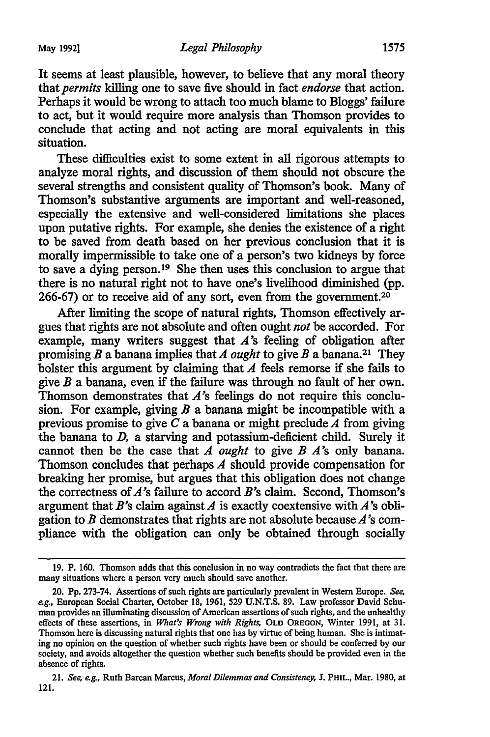It seems at least plausible, however, to believe that any moral theory that *permits* killing one to save five should in fact *endorse* that action. Perhaps it would be wrong to attach too much blame to Bloggs' failure to act, but it would require more analysis than Thomson provides to conclude that acting and not acting are moral equivalents in this situation.

These difficulties exist to some extent in all rigorous attempts to analyze moral rights, and discussion of them should not obscure the several strengths and consistent quality of Thomson's book. Many of Thomson's substantive arguments are important and well-reasoned, especially the extensive and well-considered limitations she places upon putative rights. For example, she denies the existence of a right to be saved from death based on her previous conclusion that it is morally impermissible to take one of a person's two kidneys by force to save a dying person.[19] She then uses this conclusion to argue that there is no natural right not to have one's livelihood diminished (pp. 266-67) or to receive aid of any sort, even from the government.[20]

After limiting the scope of natural rights, Thomson effectively argues that rights are not absolute and often ought *not* be accorded. For example, many writers suggest that *A*'s feeling of obligation after promising *B* a banana implies that *A ought* to give *B* a banana.[21] They bolster this argument by claiming that *A* feels remorse if she fails to give *B* a banana, even if the failure was through no fault of her own. Thomson demonstrates that *A*'s feelings do not require this conclusion. For example, giving *B* a banana might be incompatible with a previous promise to give *C* a banana or might preclude *A* from giving the banana to *D*, a starving and potassium-deficient child. Surely it cannot then be the case that *A ought* to give *B A*'s only banana. Thomson concludes that perhaps *A* should provide compensation for breaking her promise, but argues that this obligation does not change the correctness of *A*'s failure to accord *B*'s claim. Second, Thomson's argument that *B*'s claim against *A* is exactly coextensive with *A*'s obligation to *B* demonstrates that rights are not absolute because *A*'s compliance with the obligation can only be obtained through socially

---

19. P. 160. Thomson adds that this conclusion in no way contradicts the fact that there are many situations where a person very much should save another.

20. Pp. 273-74. Assertions of such rights are particularly prevalent in Western Europe. *See, e.g.*, European Social Charter, October 18, 1961, 529 U.N.T.S. 89. Law professor David Schuman provides an illuminating discussion of American assertions of such rights, and the unhealthy effects of these assertions, in *What's Wrong with Rights*, OLD OREGON, Winter 1991, at 31. Thomson here is discussing natural rights that one has by virtue of being human. She is intimating no opinion on the question of whether such rights have been or should be conferred by our society, and avoids altogether the question whether such benefits should be provided even in the absence of rights.

21. *See, e.g.*, Ruth Barcan Marcus, *Moral Dilemmas and Consistency*, J. PHIL., Mar. 1980, at 121.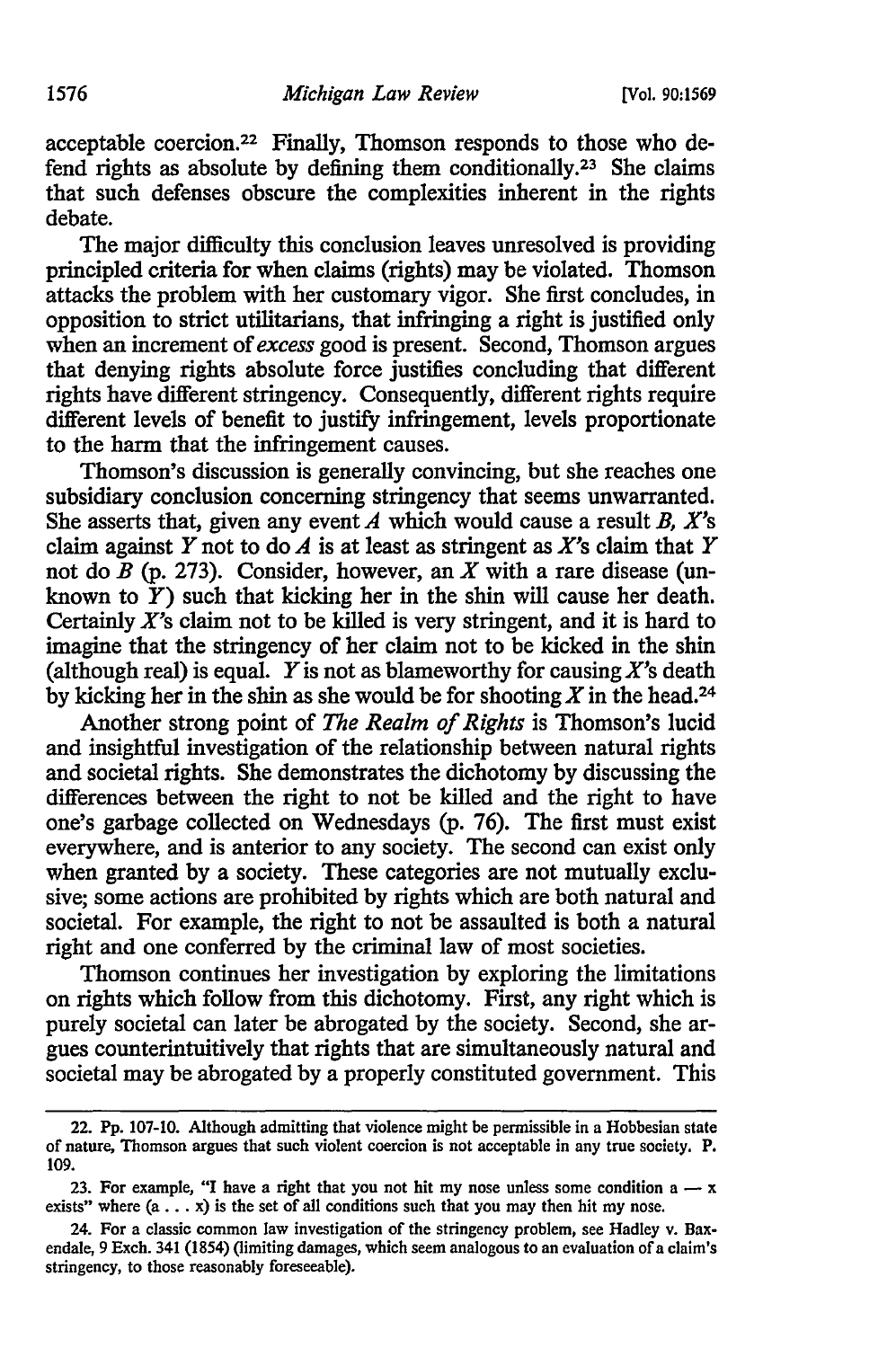acceptable coercion.[22] Finally, Thomson responds to those who defend rights as absolute by defining them conditionally.[23] She claims that such defenses obscure the complexities inherent in the rights debate.

The major difficulty this conclusion leaves unresolved is providing principled criteria for when claims (rights) may be violated. Thomson attacks the problem with her customary vigor. She first concludes, in opposition to strict utilitarians, that infringing a right is justified only when an increment of *excess* good is present. Second, Thomson argues that denying rights absolute force justifies concluding that different rights have different stringency. Consequently, different rights require different levels of benefit to justify infringement, levels proportionate to the harm that the infringement causes.

Thomson's discussion is generally convincing, but she reaches one subsidiary conclusion concerning stringency that seems unwarranted. She asserts that, given any event *A* which would cause a result *B*, *X*'s claim against *Y* not to do *A* is at least as stringent as *X*'s claim that *Y* not do *B* (p. 273). Consider, however, an *X* with a rare disease (unknown to *Y*) such that kicking her in the shin will cause her death. Certainly *X*'s claim not to be killed is very stringent, and it is hard to imagine that the stringency of her claim not to be kicked in the shin (although real) is equal. *Y* is not as blameworthy for causing *X*'s death by kicking her in the shin as she would be for shooting *X* in the head.[24]

Another strong point of *The Realm of Rights* is Thomson's lucid and insightful investigation of the relationship between natural rights and societal rights. She demonstrates the dichotomy by discussing the differences between the right to not be killed and the right to have one's garbage collected on Wednesdays (p. 76). The first must exist everywhere, and is anterior to any society. The second can exist only when granted by a society. These categories are not mutually exclusive; some actions are prohibited by rights which are both natural and societal. For example, the right to not be assaulted is both a natural right and one conferred by the criminal law of most societies.

Thomson continues her investigation by exploring the limitations on rights which follow from this dichotomy. First, any right which is purely societal can later be abrogated by the society. Second, she argues counterintuitively that rights that are simultaneously natural and societal may be abrogated by a properly constituted government. This

---

22. Pp. 107-10. Although admitting that violence might be permissible in a Hobbesian state of nature, Thomson argues that such violent coercion is not acceptable in any true society. P. 109.

23. For example, "I have a right that you not hit my nose unless some condition a — x exists" where (a . . . x) is the set of all conditions such that you may then hit my nose.

24. For a classic common law investigation of the stringency problem, see Hadley v. Baxendale, 9 Exch. 341 (1854) (limiting damages, which seem analogous to an evaluation of a claim's stringency, to those reasonably foreseeable).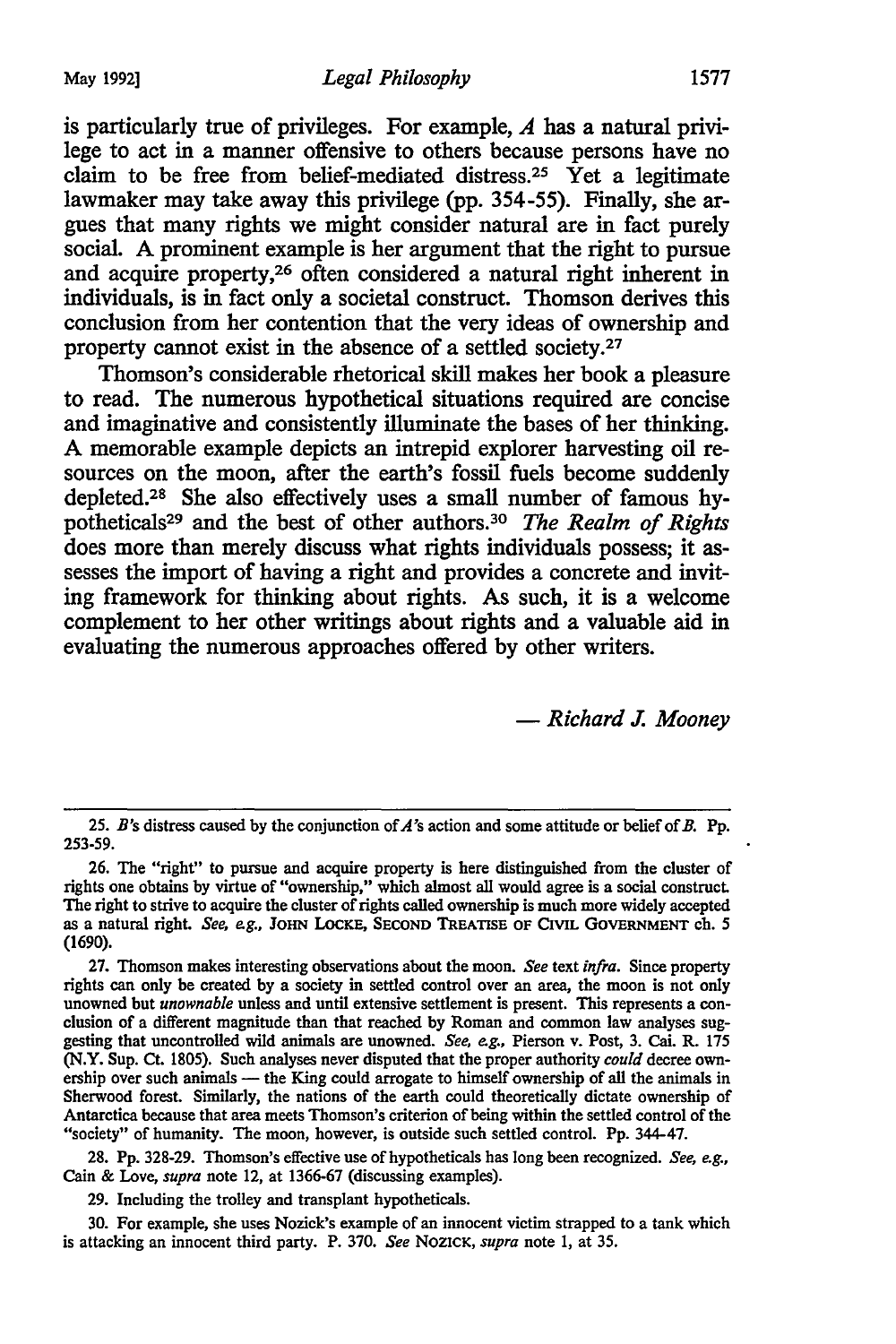is particularly true of privileges. For example, *A* has a natural privilege to act in a manner offensive to others because persons have no claim to be free from belief-mediated distress.[25] Yet a legitimate lawmaker may take away this privilege (pp. 354-55). Finally, she argues that many rights we might consider natural are in fact purely social. A prominent example is her argument that the right to pursue and acquire property,[26] often considered a natural right inherent in individuals, is in fact only a societal construct. Thomson derives this conclusion from her contention that the very ideas of ownership and property cannot exist in the absence of a settled society.[27]

Thomson's considerable rhetorical skill makes her book a pleasure to read. The numerous hypothetical situations required are concise and imaginative and consistently illuminate the bases of her thinking. A memorable example depicts an intrepid explorer harvesting oil resources on the moon, after the earth's fossil fuels become suddenly depleted.[28] She also effectively uses a small number of famous hypotheticals[29] and the best of other authors.[30] *The Realm of Rights* does more than merely discuss what rights individuals possess; it assesses the import of having a right and provides a concrete and inviting framework for thinking about rights. As such, it is a welcome complement to her other writings about rights and a valuable aid in evaluating the numerous approaches offered by other writers.

— *Richard J. Mooney*

---

25. *B*'s distress caused by the conjunction of *A*'s action and some attitude or belief of *B*. Pp. 253-59.

26. The "right" to pursue and acquire property is here distinguished from the cluster of rights one obtains by virtue of "ownership," which almost all would agree is a social construct. The right to strive to acquire the cluster of rights called ownership is much more widely accepted as a natural right. *See, e.g.*, JOHN LOCKE, SECOND TREATISE OF CIVIL GOVERNMENT ch. 5 (1690).

27. Thomson makes interesting observations about the moon. *See* text *infra*. Since property rights can only be created by a society in settled control over an area, the moon is not only unowned but *unownable* unless and until extensive settlement is present. This represents a conclusion of a different magnitude than that reached by Roman and common law analyses suggesting that uncontrolled wild animals are unowned. *See, e.g.*, Pierson v. Post, 3. Cai. R. 175 (N.Y. Sup. Ct. 1805). Such analyses never disputed that the proper authority *could* decree ownership over such animals — the King could arrogate to himself ownership of all the animals in Sherwood forest. Similarly, the nations of the earth could theoretically dictate ownership of Antarctica because that area meets Thomson's criterion of being within the settled control of the "society" of humanity. The moon, however, is outside such settled control. Pp. 344-47.

28. Pp. 328-29. Thomson's effective use of hypotheticals has long been recognized. *See, e.g.*, Cain & Love, *supra* note 12, at 1366-67 (discussing examples).

29. Including the trolley and transplant hypotheticals.

30. For example, she uses Nozick's example of an innocent victim strapped to a tank which is attacking an innocent third party. P. 370. *See* NOZICK, *supra* note 1, at 35.